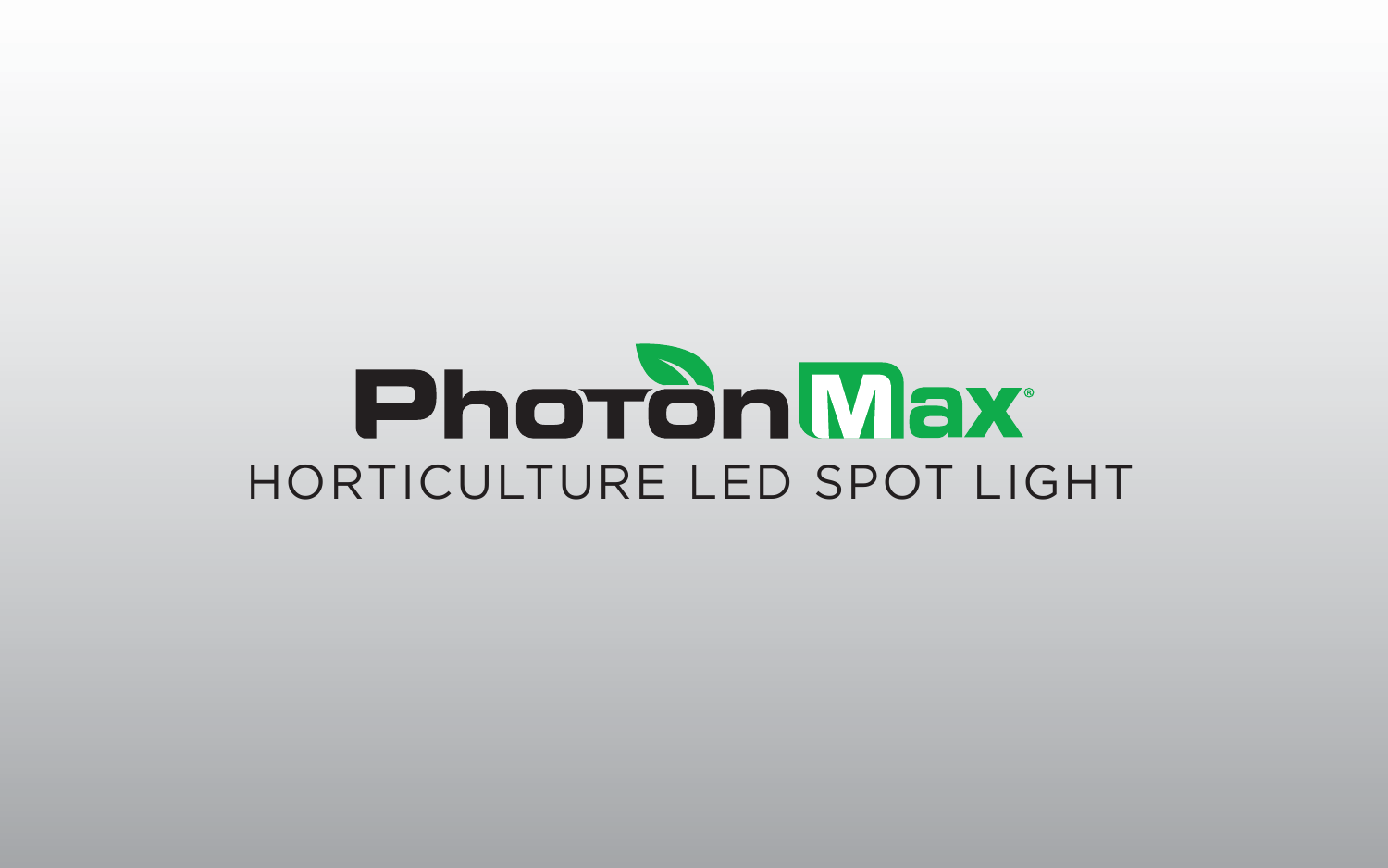# PhotonMax®

## HORTICULTURE LED SPOT LIGHT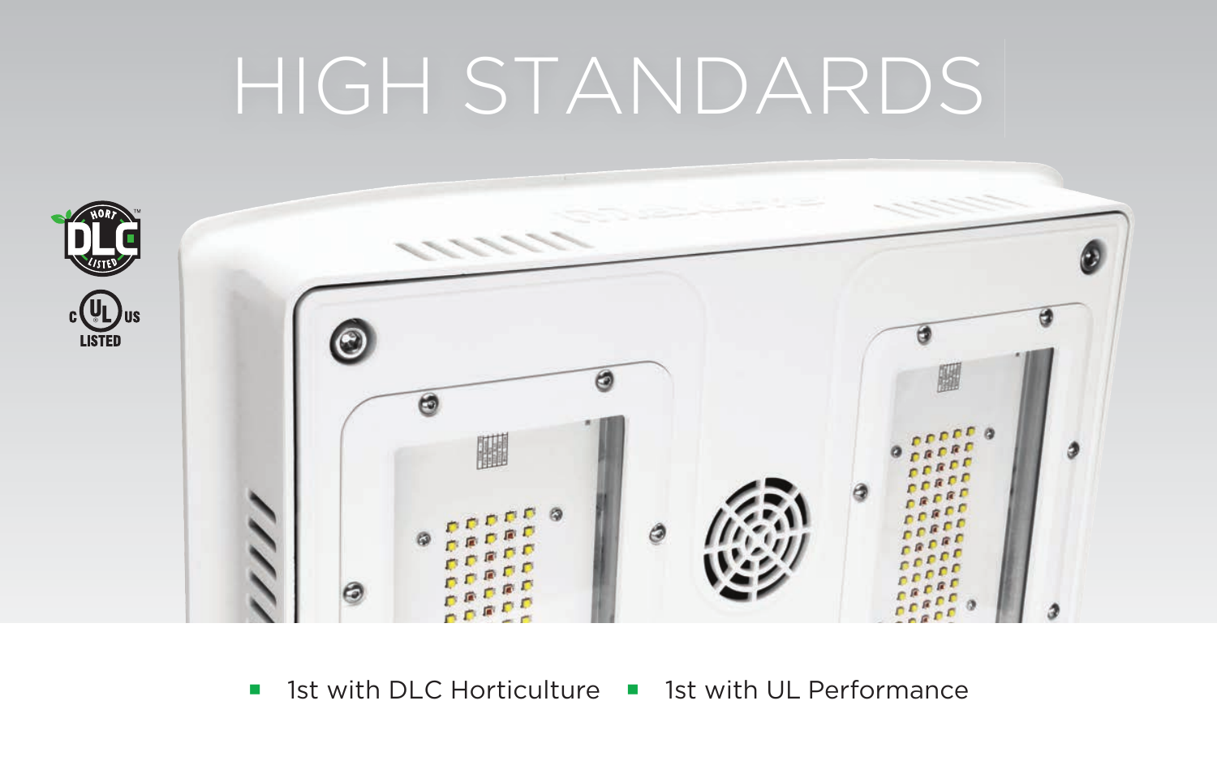# HIGH STANDARDS

- 1st with DLC Horticulture
- 1st with UL Performance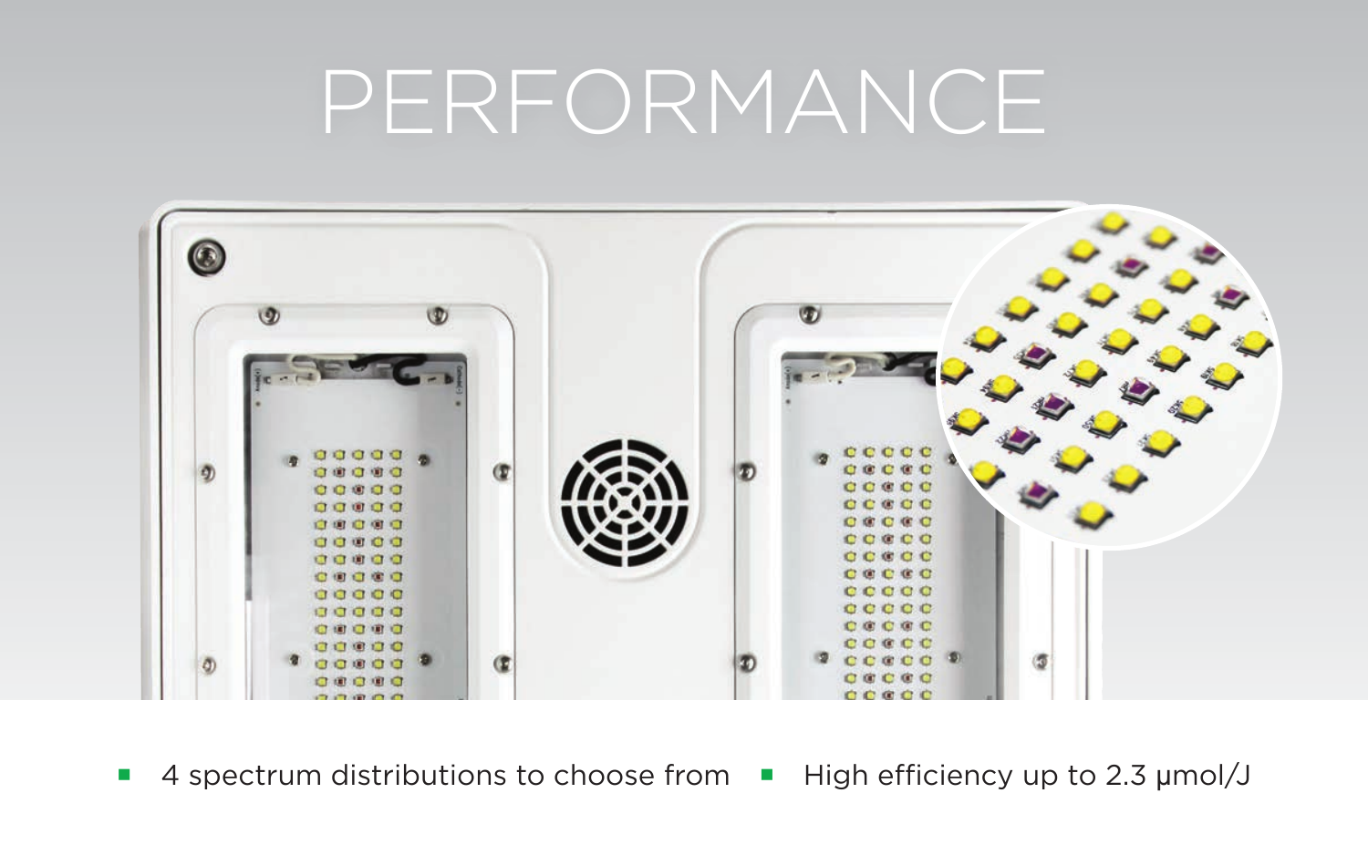# PERFORMANCE

- 4 spectrum distributions to choose from
- High efficiency up to 2.3 μmol/J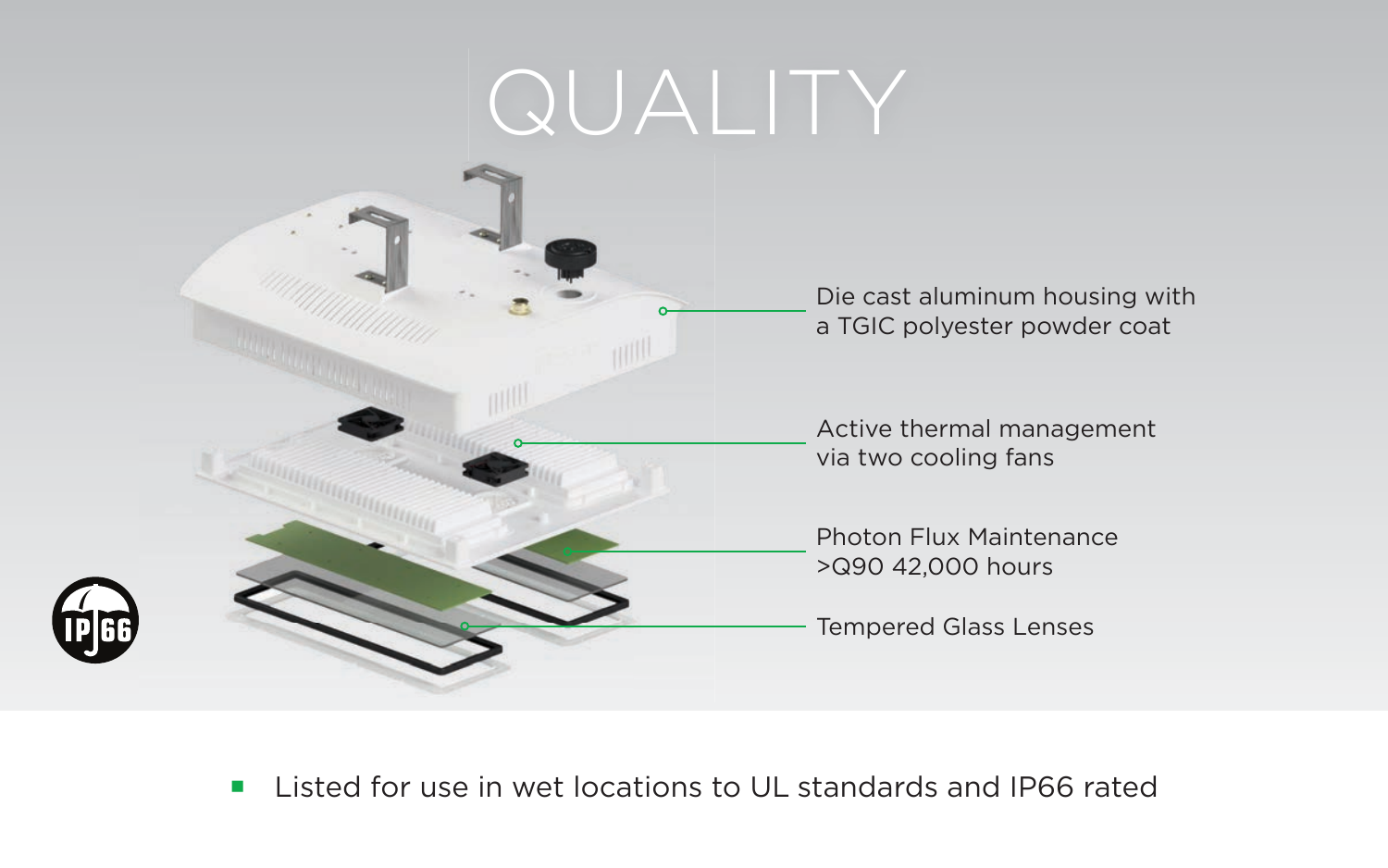# QUALITY

Die cast aluminum housing with a TGIC polyester powder coat

Active thermal management via two cooling fans

Photon Flux Maintenance >Q90 42,000 hours

Tempered Glass Lenses

- Listed for use in wet locations to UL standards and IP66 rated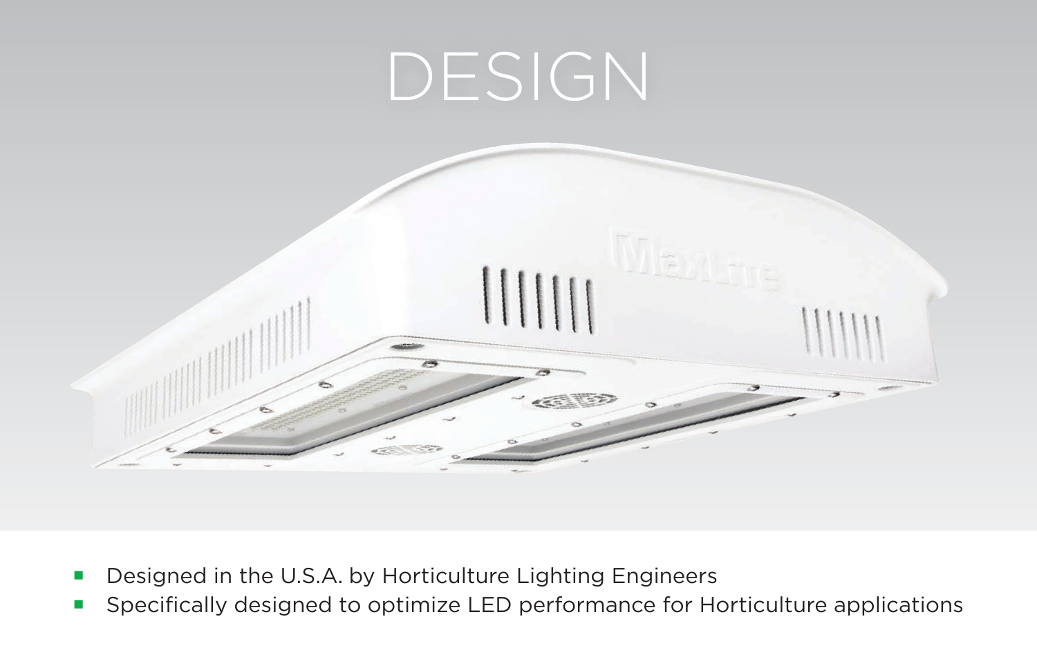# DESIGN

- Designed in the U.S.A. by Horticulture Lighting Engineers
- Specifically designed to optimize LED performance for Horticulture applications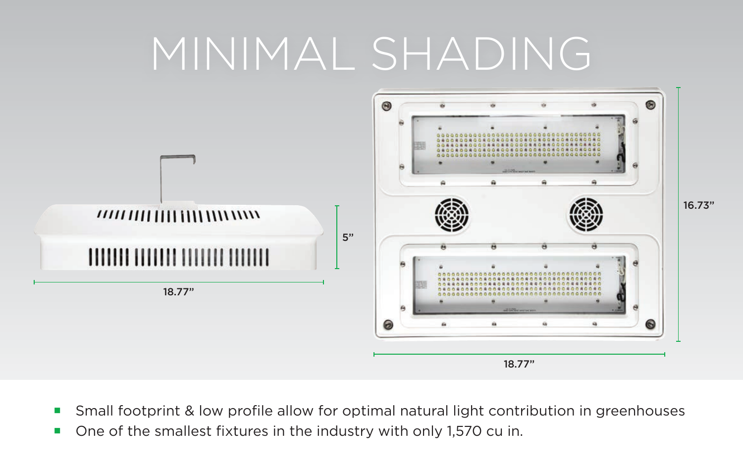# MINIMAL SHADING

5”

18.77”

16.73”

18.77”

- Small footprint & low profile allow for optimal natural light contribution in greenhouses
- One of the smallest fixtures in the industry with only 1,570 cu in.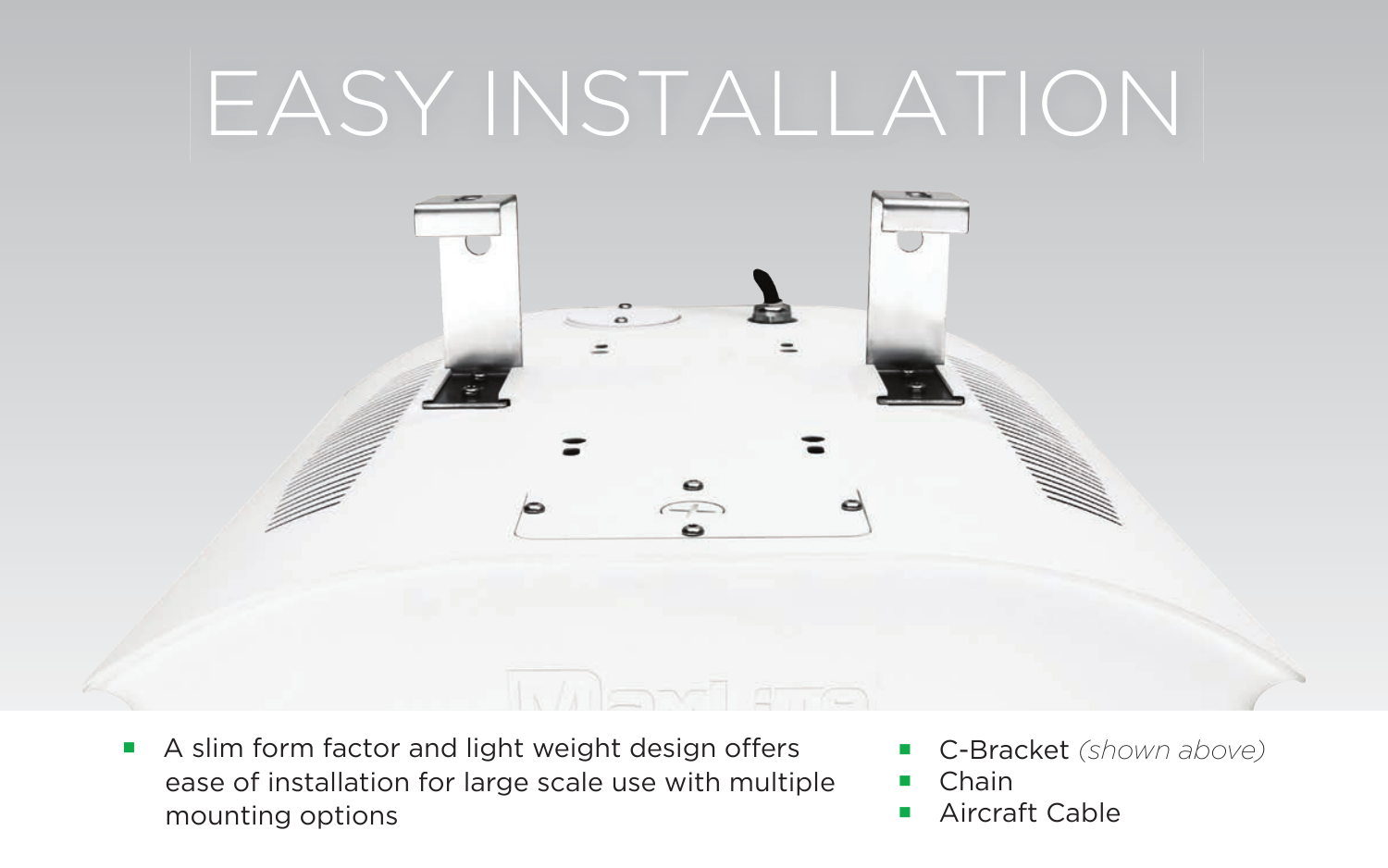# EASY INSTALLATION

- A slim form factor and light weight design offers ease of installation for large scale use with multiple mounting options

- C-Bracket *(shown above)*
- Chain
- Aircraft Cable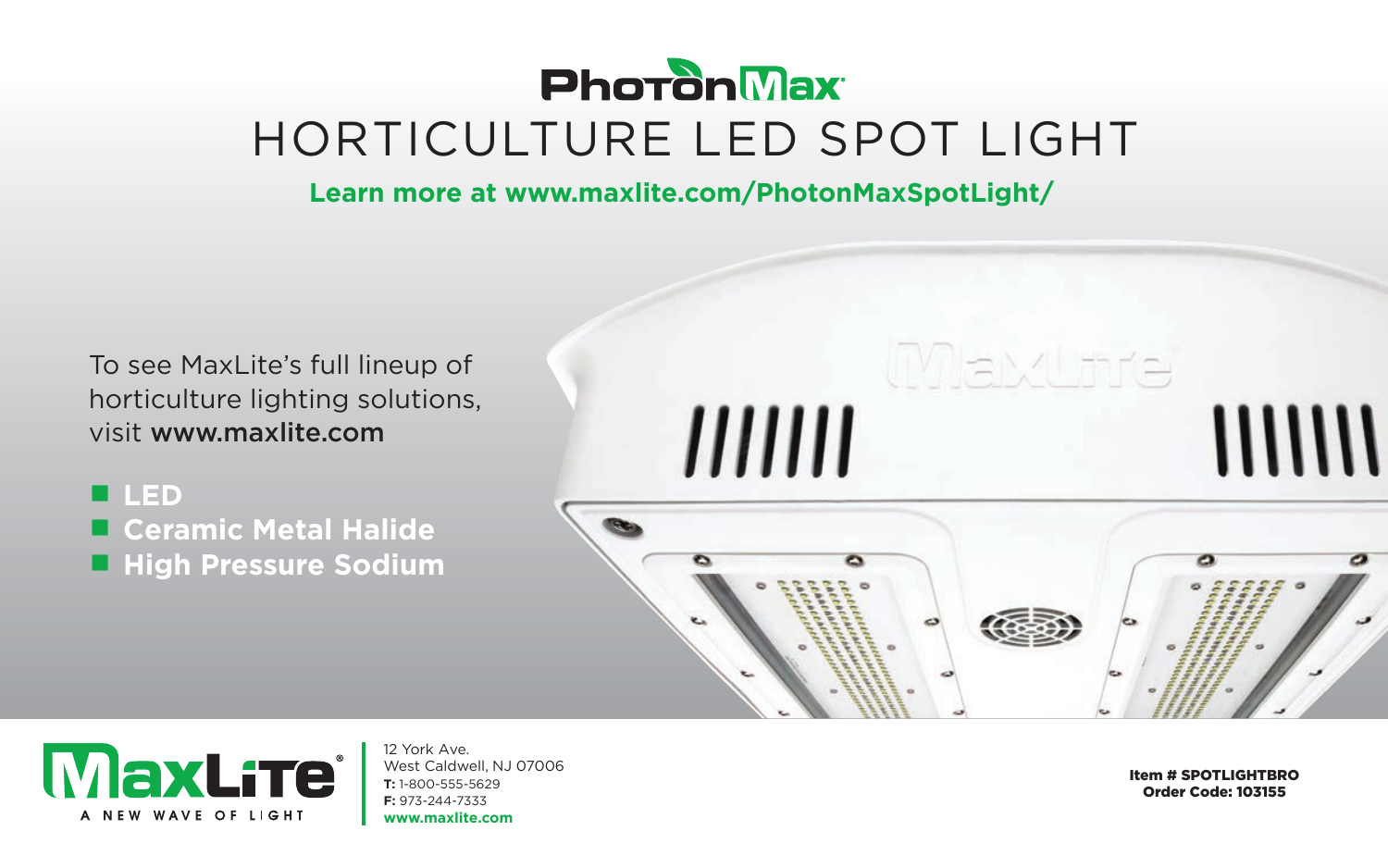# PhotonMax

## HORTICULTURE LED SPOT LIGHT

**Learn more at www.maxlite.com/PhotonMaxSpotLight/**

To see MaxLite's full lineup of horticulture lighting solutions, visit **www.maxlite.com**

- **LED**
- **Ceramic Metal Halide**
- **High Pressure Sodium**

MaxLite
A NEW WAVE OF LIGHT

12 York Ave.
West Caldwell, NJ 07006
**T:** 1-800-555-5629
**F:** 973-244-7333
**www.maxlite.com**

**Item # SPOTLIGHTBRO**
**Order Code: 103155**